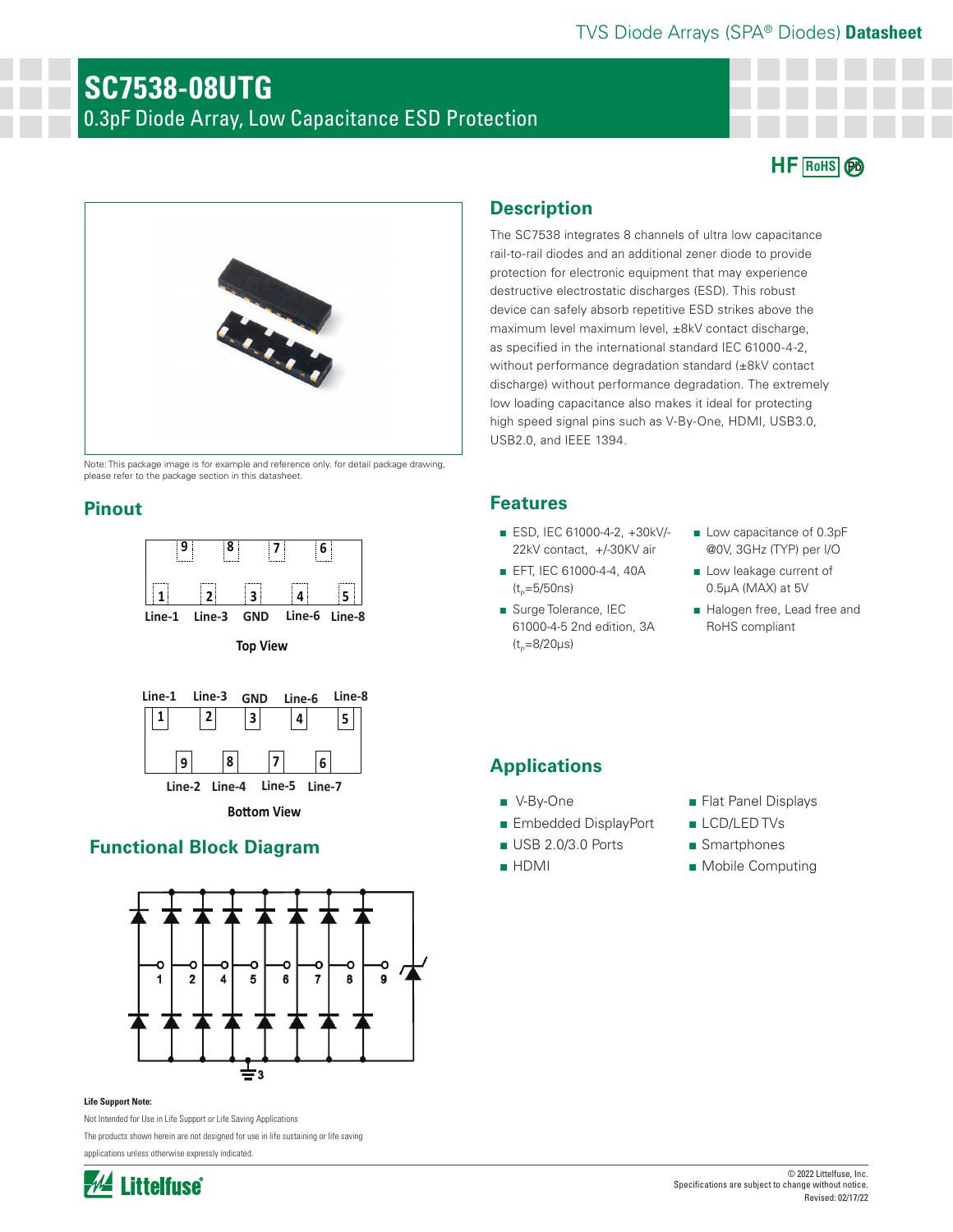TVS Diode Arrays (SPA® Diodes) **Datasheet**

# SC7538-08UTG

## 0.3pF Diode Array, Low Capacitance ESD Protection

HF RoHS Pb

Note: This package image is for example and reference only. for detail package drawing, please refer to the package section in this datasheet.

## Pinout

Top View

| 9 | 8 | 7 | 6 | |
|---|---|---|---|---|
| 1 | 2 | 3 | 4 | 5 |
| Line-1 | Line-3 | GND | Line-6 | Line-8 |

Bottom View

| Line-1 | Line-3 | GND | Line-6 | Line-8 |
|---|---|---|---|---|
| 1 | 2 | 3 | 4 | 5 |
| 9 | 8 | 7 | 6 | |
| Line-2 | Line-4 | Line-5 | Line-7 | |

## Functional Block Diagram

1 2 4 5 6 7 8 9

3

## Description

The SC7538 integrates 8 channels of ultra low capacitance rail-to-rail diodes and an additional zener diode to provide protection for electronic equipment that may experience destructive electrostatic discharges (ESD). This robust device can safely absorb repetitive ESD strikes above the maximum level maximum level, ±8kV contact discharge, as specified in the international standard IEC 61000-4-2, without performance degradation standard (±8kV contact discharge) without performance degradation. The extremely low loading capacitance also makes it ideal for protecting high speed signal pins such as V-By-One, HDMI, USB3.0, USB2.0, and IEEE 1394.

## Features

- ESD, IEC 61000-4-2, +30kV/-22kV contact, +/-30KV air
- EFT, IEC 61000-4-4, 40A ($t_p$=5/50ns)
- Surge Tolerance, IEC 61000-4-5 2nd edition, 3A ($t_p$=8/20μs)
- Low capacitance of 0.3pF @0V, 3GHz (TYP) per I/O
- Low leakage current of 0.5μA (MAX) at 5V
- Halogen free, Lead free and RoHS compliant

## Applications

- V-By-One
- Embedded DisplayPort
- USB 2.0/3.0 Ports
- HDMI
- Flat Panel Displays
- LCD/LED TVs
- Smartphones
- Mobile Computing

**Life Support Note:**

Not Intended for Use in Life Support or Life Saving Applications

The products shown herein are not designed for use in life sustaining or life saving applications unless otherwise expressly indicated.

Littelfuse®

© 2022 Littelfuse, Inc.
Specifications are subject to change without notice.
Revised: 02/17/22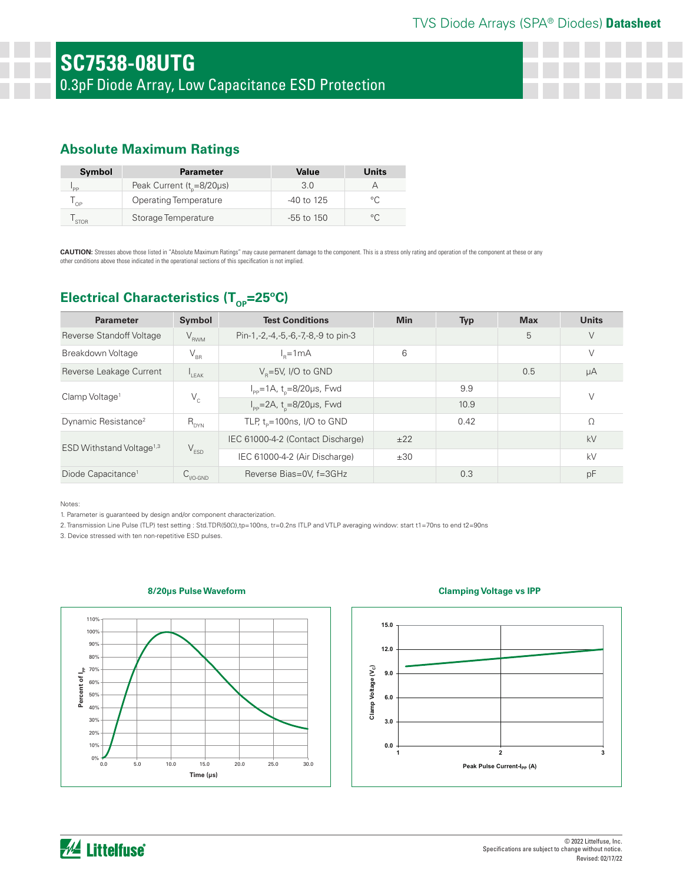# SC7538-08UTG

## 0.3pF Diode Array, Low Capacitance ESD Protection

### Absolute Maximum Ratings

| Symbol | Parameter | Value | Units |
|---|---|---|---|
| $I_{PP}$ | Peak Current ($t_p$=8/20μs) | 3.0 | A |
| $T_{OP}$ | Operating Temperature | -40 to 125 | °C |
| $T_{STOR}$ | Storage Temperature | -55 to 150 | °C |

**CAUTION:** Stresses above those listed in "Absolute Maximum Ratings" may cause permanent damage to the component. This is a stress only rating and operation of the component at these or any other conditions above those indicated in the operational sections of this specification is not implied.

### Electrical Characteristics ($T_{OP}$=25°C)

| Parameter | Symbol | Test Conditions | Min | Typ | Max | Units |
|---|---|---|---|---|---|---|
| Reverse Standoff Voltage | $V_{RWM}$ | Pin-1,-2,-4,-5,-6,-7,-8,-9 to pin-3 | | | 5 | V |
| Breakdown Voltage | $V_{BR}$ | $I_R$=1mA | 6 | | | V |
| Reverse Leakage Current | $I_{LEAK}$ | $V_R$=5V, I/O to GND | | | 0.5 | μA |
| Clamp Voltage[1] | $V_C$ | $I_{PP}$=1A, $t_p$=8/20μs, Fwd | | 9.9 | | V |
| | | $I_{PP}$=2A, $t_p$=8/20μs, Fwd | | 10.9 | | |
| Dynamic Resistance[2] | $R_{DYN}$ | TLP, $t_p$=100ns, I/O to GND | | 0.42 | | Ω |
| ESD Withstand Voltage[1,3] | $V_{ESD}$ | IEC 61000-4-2 (Contact Discharge) | ±22 | | | kV |
| | | IEC 61000-4-2 (Air Discharge) | ±30 | | | kV |
| Diode Capacitance[1] | $C_{I/O-GND}$ | Reverse Bias=0V, f=3GHz | | 0.3 | | pF |

Notes:

1. Parameter is guaranteed by design and/or component characterization.
2. Transmission Line Pulse (TLP) test setting : Std.TDR(50Ω),tp=100ns, tr=0.2ns ITLP and VTLP averaging window: start t1=70ns to end t2=90ns
3. Device stressed with ten non-repetitive ESD pulses.

**8/20μs Pulse Waveform**

**Clamping Voltage vs IPP**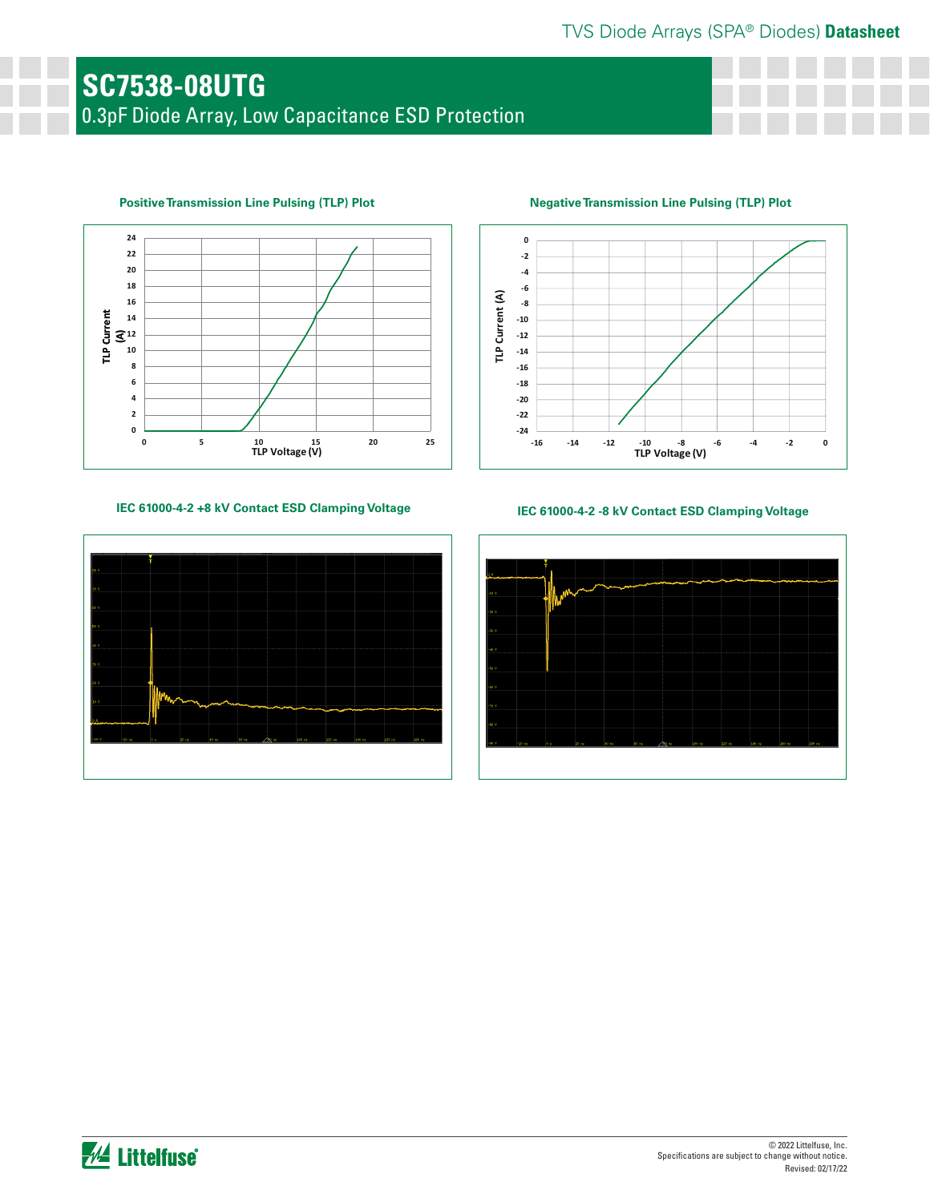# SC7538-08UTG

0.3pF Diode Array, Low Capacitance ESD Protection

**Positive Transmission Line Pulsing (TLP) Plot**

**Negative Transmission Line Pulsing (TLP) Plot**

**IEC 61000-4-2 +8 kV Contact ESD Clamping Voltage**

**IEC 61000-4-2 -8 kV Contact ESD Clamping Voltage**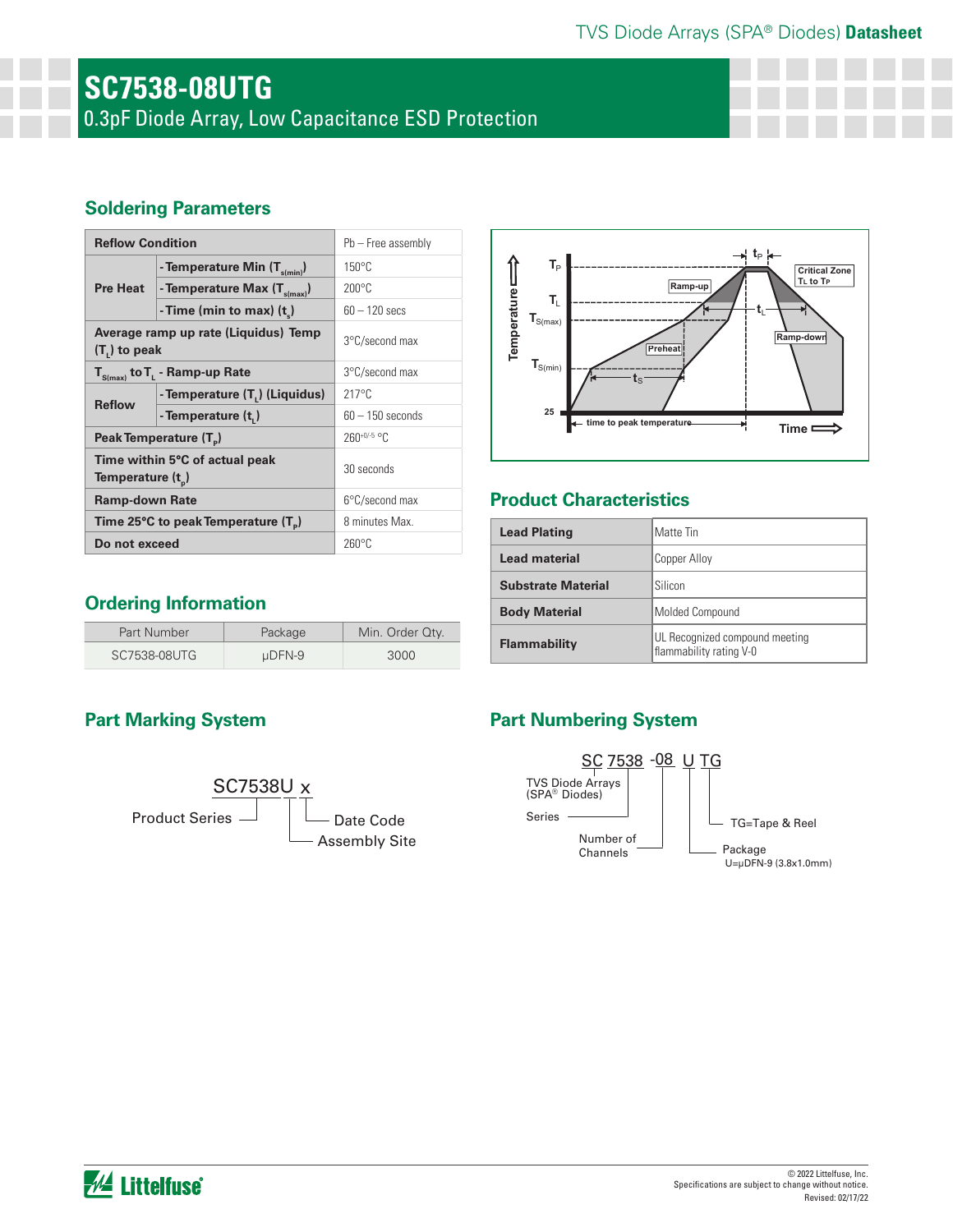# SC7538-08UTG

0.3pF Diode Array, Low Capacitance ESD Protection

## Soldering Parameters

| Reflow Condition | | Pb – Free assembly |
|---|---|---|
| Pre Heat | - Temperature Min ($T_{s(min)}$) | 150°C |
| | - Temperature Max ($T_{s(max)}$) | 200°C |
| | - Time (min to max) ($t_s$) | 60 – 120 secs |
| Average ramp up rate (Liquidus) Temp ($T_L$) to peak | | 3°C/second max |
| $T_{S(max)}$ to $T_L$ - Ramp-up Rate | | 3°C/second max |
| Reflow | - Temperature ($T_L$) (Liquidus) | 217°C |
| | - Temperature ($t_L$) | 60 – 150 seconds |
| Peak Temperature ($T_P$) | | $260^{+0/-5}$ °C |
| Time within 5°C of actual peak Temperature ($t_p$) | | 30 seconds |
| Ramp-down Rate | | 6°C/second max |
| Time 25°C to peak Temperature ($T_P$) | | 8 minutes Max. |
| Do not exceed | | 260°C |

## Product Characteristics

| Lead Plating | Matte Tin |
|---|---|
| Lead material | Copper Alloy |
| Substrate Material | Silicon |
| Body Material | Molded Compound |
| Flammability | UL Recognized compound meeting flammability rating V-0 |

## Ordering Information

| Part Number | Package | Min. Order Qty. |
|---|---|---|
| SC7538-08UTG | μDFN-9 | 3000 |

## Part Marking System

SC7538U x

- Product Series
- Date Code
- Assembly Site

## Part Numbering System

SC 7538 -08 U TG

- SC: TVS Diode Arrays (SPA® Diodes)
- 7538: Series
- -08: Number of Channels
- U: Package — U=μDFN-9 (3.8x1.0mm)
- TG: TG=Tape & Reel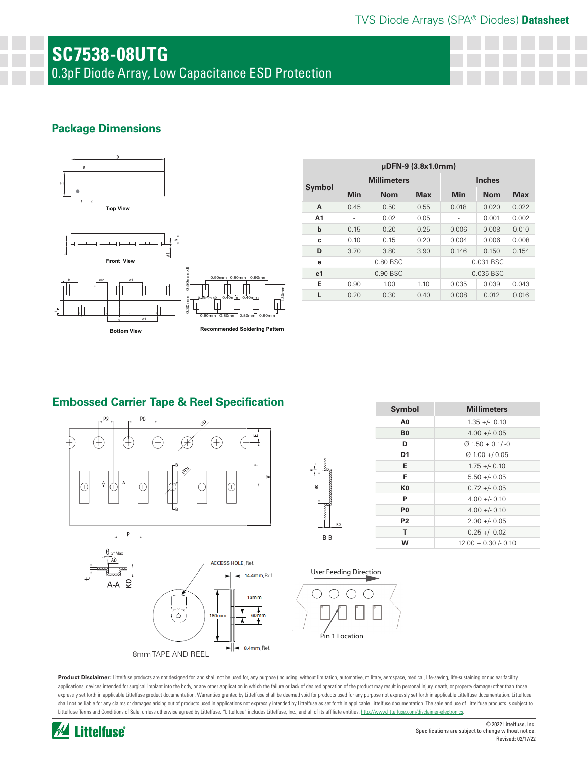# SC7538-08UTG

0.3pF Diode Array, Low Capacitance ESD Protection

## Package Dimensions

Top View

Front View

Bottom View

Recommended Soldering Pattern

| μDFN-9 (3.8x1.0mm) | | | | | | |
|---|---|---|---|---|---|---|
| Symbol | Millimeters | | | Inches | | |
| | Min | Nom | Max | Min | Nom | Max |
| A | 0.45 | 0.50 | 0.55 | 0.018 | 0.020 | 0.022 |
| A1 | - | 0.02 | 0.05 | - | 0.001 | 0.002 |
| b | 0.15 | 0.20 | 0.25 | 0.006 | 0.008 | 0.010 |
| c | 0.10 | 0.15 | 0.20 | 0.004 | 0.006 | 0.008 |
| D | 3.70 | 3.80 | 3.90 | 0.146 | 0.150 | 0.154 |
| e | 0.80 BSC | | | 0.031 BSC | | |
| e1 | 0.90 BSC | | | 0.035 BSC | | |
| E | 0.90 | 1.00 | 1.10 | 0.035 | 0.039 | 0.043 |
| L | 0.20 | 0.30 | 0.40 | 0.008 | 0.012 | 0.016 |

## Embossed Carrier Tape & Reel Specification

8mm TAPE AND REEL

User Feeding Direction

Pin 1 Location

| Symbol | Millimeters |
|---|---|
| A0 | 1.35 +/- 0.10 |
| B0 | 4.00 +/- 0.05 |
| D | Ø 1.50 + 0.1/ -0 |
| D1 | Ø 1.00 +/-0.05 |
| E | 1.75 +/- 0.10 |
| F | 5.50 +/- 0.05 |
| K0 | 0.72 +/- 0.05 |
| P | 4.00 +/- 0.10 |
| P0 | 4.00 +/- 0.10 |
| P2 | 2.00 +/- 0.05 |
| T | 0.25 +/- 0.02 |
| W | 12.00 + 0.30 /- 0.10 |

**Product Disclaimer:** Littelfuse products are not designed for, and shall not be used for, any purpose (including, without limitation, automotive, military, aerospace, medical, life-saving, life-sustaining or nuclear facility applications, devices intended for surgical implant into the body, or any other application in which the failure or lack of desired operation of the product may result in personal injury, death, or property damage) other than those expressly set forth in applicable Littelfuse product documentation. Warranties granted by Littelfuse shall be deemed void for products used for any purpose not expressly set forth in applicable Littelfuse documentation. Littelfuse shall not be liable for any claims or damages arising out of products used in applications not expressly intended by Littelfuse as set forth in applicable Littelfuse documentation. The sale and use of Littelfuse products is subject to Littelfuse Terms and Conditions of Sale, unless otherwise agreed by Littelfuse. "Littelfuse" includes Littelfuse, Inc., and all of its affiliate entities. http://www.littelfuse.com/disclaimer-electronics.

© 2022 Littelfuse, Inc.
Specifications are subject to change without notice.
Revised: 02/17/22